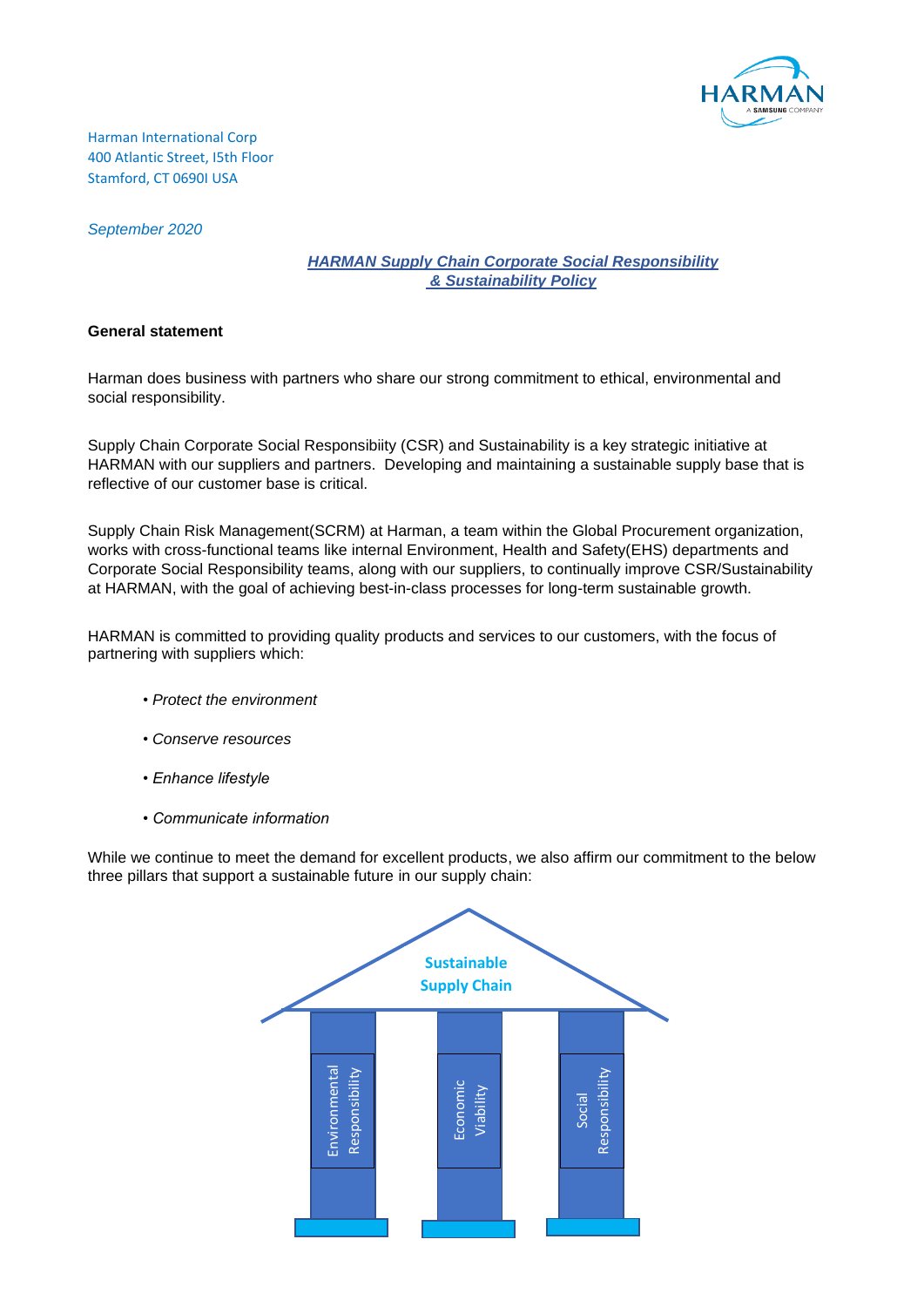Harman International Corp
400 Atlantic Street, I5th Floor
Stamford, CT 0690I USA

*September 2020*

# *HARMAN Supply Chain Corporate Social Responsibility & Sustainability Policy*

**General statement**

Harman does business with partners who share our strong commitment to ethical, environmental and social responsibility.

Supply Chain Corporate Social Responsibiity (CSR) and Sustainability is a key strategic initiative at HARMAN with our suppliers and partners. Developing and maintaining a sustainable supply base that is reflective of our customer base is critical.

Supply Chain Risk Management(SCRM) at Harman, a team within the Global Procurement organization, works with cross-functional teams like internal Environment, Health and Safety(EHS) departments and Corporate Social Responsibility teams, along with our suppliers, to continually improve CSR/Sustainability at HARMAN, with the goal of achieving best-in-class processes for long-term sustainable growth.

HARMAN is committed to providing quality products and services to our customers, with the focus of partnering with suppliers which:

- *Protect the environment*
- *Conserve resources*
- *Enhance lifestyle*
- *Communicate information*

While we continue to meet the demand for excellent products, we also affirm our commitment to the below three pillars that support a sustainable future in our supply chain:

Sustainable Supply Chain

Environmental Responsibility

Economic Viability

Social Responsibility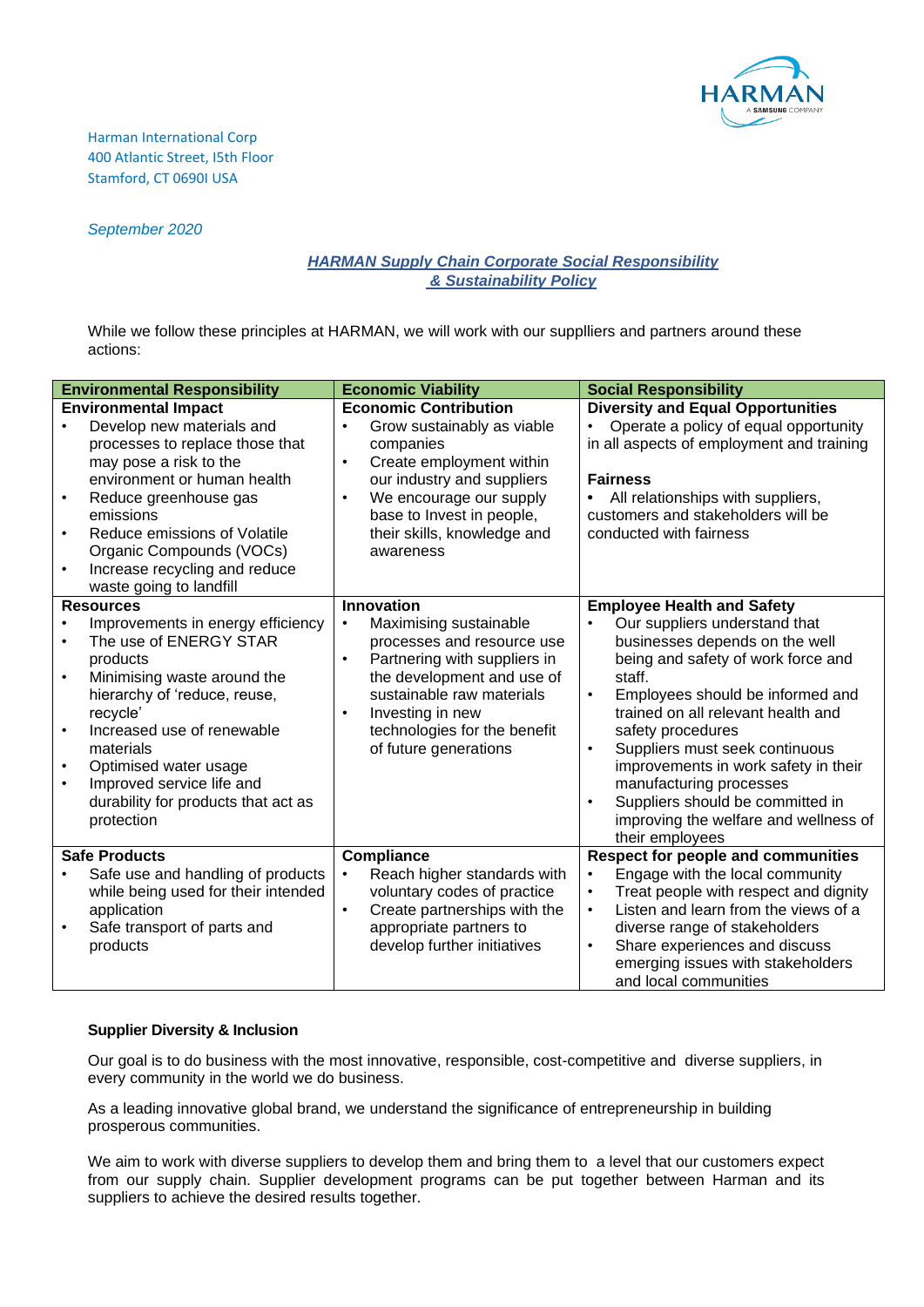Harman International Corp
400 Atlantic Street, I5th Floor
Stamford, CT 0690I USA

*September 2020*

## ***HARMAN Supply Chain Corporate Social Responsibility & Sustainability Policy***

While we follow these principles at HARMAN, we will work with our supplliers and partners around these actions:

| Environmental Responsibility | Economic Viability | Social Responsibility |
|---|---|---|
| **Environmental Impact**<br>• Develop new materials and processes to replace those that may pose a risk to the environment or human health<br>• Reduce greenhouse gas emissions<br>• Reduce emissions of Volatile Organic Compounds (VOCs)<br>• Increase recycling and reduce waste going to landfill | **Economic Contribution**<br>• Grow sustainably as viable companies<br>• Create employment within our industry and suppliers<br>• We encourage our supply base to Invest in people, their skills, knowledge and awareness | **Diversity and Equal Opportunities**<br>• Operate a policy of equal opportunity in all aspects of employment and training<br><br>**Fairness**<br>• All relationships with suppliers, customers and stakeholders will be conducted with fairness |
| **Resources**<br>• Improvements in energy efficiency<br>• The use of ENERGY STAR products<br>• Minimising waste around the hierarchy of 'reduce, reuse, recycle'<br>• Increased use of renewable materials<br>• Optimised water usage<br>• Improved service life and durability for products that act as protection | **Innovation**<br>• Maximising sustainable processes and resource use<br>• Partnering with suppliers in the development and use of sustainable raw materials<br>• Investing in new technologies for the benefit of future generations | **Employee Health and Safety**<br>• Our suppliers understand that businesses depends on the well being and safety of work force and staff.<br>• Employees should be informed and trained on all relevant health and safety procedures<br>• Suppliers must seek continuous improvements in work safety in their manufacturing processes<br>• Suppliers should be committed in improving the welfare and wellness of their employees |
| **Safe Products**<br>• Safe use and handling of products while being used for their intended application<br>• Safe transport of parts and products | **Compliance**<br>• Reach higher standards with voluntary codes of practice<br>• Create partnerships with the appropriate partners to develop further initiatives | **Respect for people and communities**<br>• Engage with the local community<br>• Treat people with respect and dignity<br>• Listen and learn from the views of a diverse range of stakeholders<br>• Share experiences and discuss emerging issues with stakeholders and local communities |

**Supplier Diversity & Inclusion**

Our goal is to do business with the most innovative, responsible, cost-competitive and diverse suppliers, in every community in the world we do business.

As a leading innovative global brand, we understand the significance of entrepreneurship in building prosperous communities.

We aim to work with diverse suppliers to develop them and bring them to a level that our customers expect from our supply chain. Supplier development programs can be put together between Harman and its suppliers to achieve the desired results together.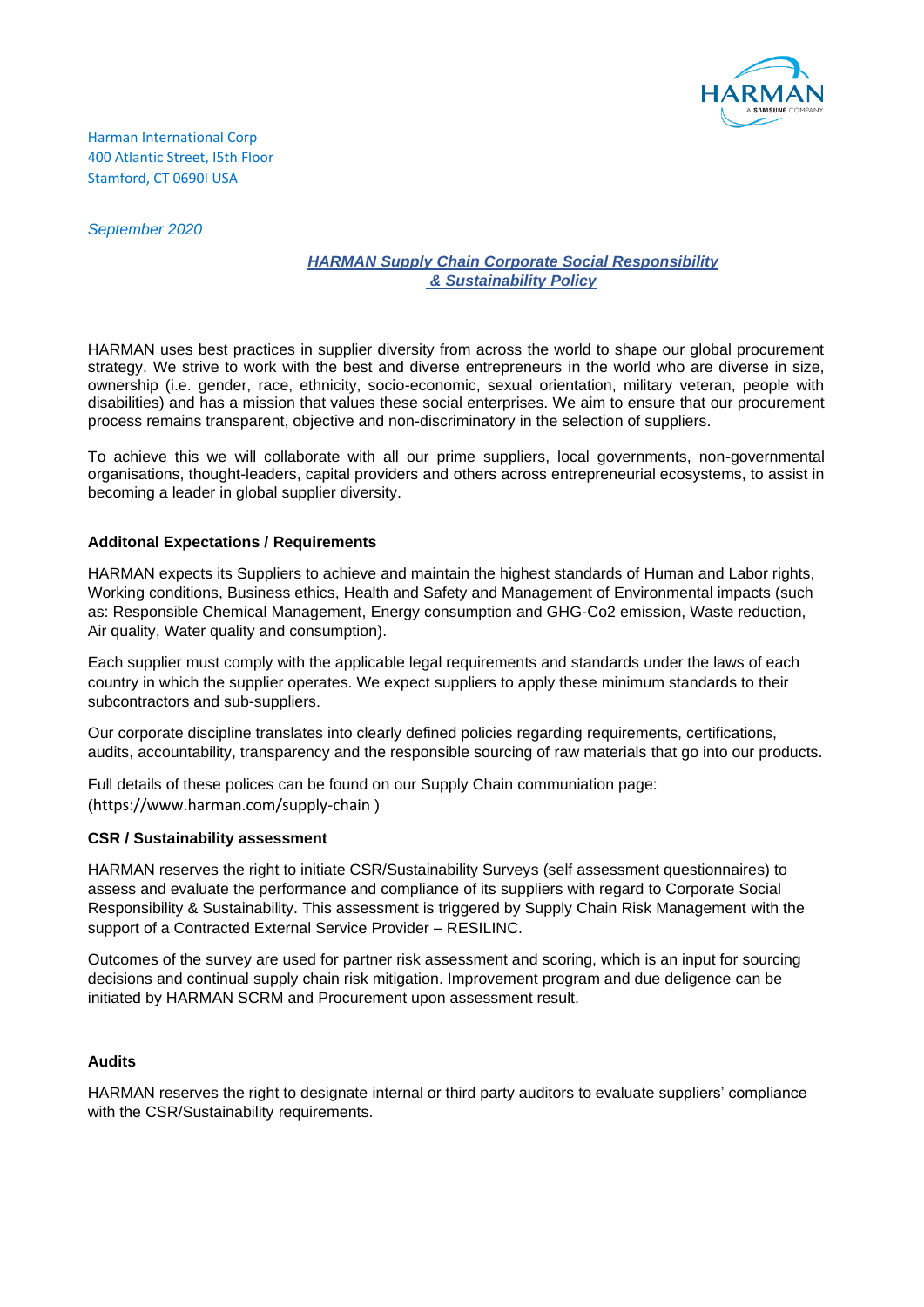Harman International Corp
400 Atlantic Street, I5th Floor
Stamford, CT 0690I USA

*September 2020*

## ***HARMAN Supply Chain Corporate Social Responsibility & Sustainability Policy***

HARMAN uses best practices in supplier diversity from across the world to shape our global procurement strategy. We strive to work with the best and diverse entrepreneurs in the world who are diverse in size, ownership (i.e. gender, race, ethnicity, socio-economic, sexual orientation, military veteran, people with disabilities) and has a mission that values these social enterprises. We aim to ensure that our procurement process remains transparent, objective and non-discriminatory in the selection of suppliers.

To achieve this we will collaborate with all our prime suppliers, local governments, non-governmental organisations, thought-leaders, capital providers and others across entrepreneurial ecosystems, to assist in becoming a leader in global supplier diversity.

### Additonal Expectations / Requirements

HARMAN expects its Suppliers to achieve and maintain the highest standards of Human and Labor rights, Working conditions, Business ethics, Health and Safety and Management of Environmental impacts (such as: Responsible Chemical Management, Energy consumption and GHG-Co2 emission, Waste reduction, Air quality, Water quality and consumption).

Each supplier must comply with the applicable legal requirements and standards under the laws of each country in which the supplier operates. We expect suppliers to apply these minimum standards to their subcontractors and sub-suppliers.

Our corporate discipline translates into clearly defined policies regarding requirements, certifications, audits, accountability, transparency and the responsible sourcing of raw materials that go into our products.

Full details of these polices can be found on our Supply Chain communiation page: (https://www.harman.com/supply-chain )

### CSR / Sustainability assessment

HARMAN reserves the right to initiate CSR/Sustainability Surveys (self assessment questionnaires) to assess and evaluate the performance and compliance of its suppliers with regard to Corporate Social Responsibility & Sustainability. This assessment is triggered by Supply Chain Risk Management with the support of a Contracted External Service Provider – RESILINC.

Outcomes of the survey are used for partner risk assessment and scoring, which is an input for sourcing decisions and continual supply chain risk mitigation. Improvement program and due deligence can be initiated by HARMAN SCRM and Procurement upon assessment result.

### Audits

HARMAN reserves the right to designate internal or third party auditors to evaluate suppliers' compliance with the CSR/Sustainability requirements.